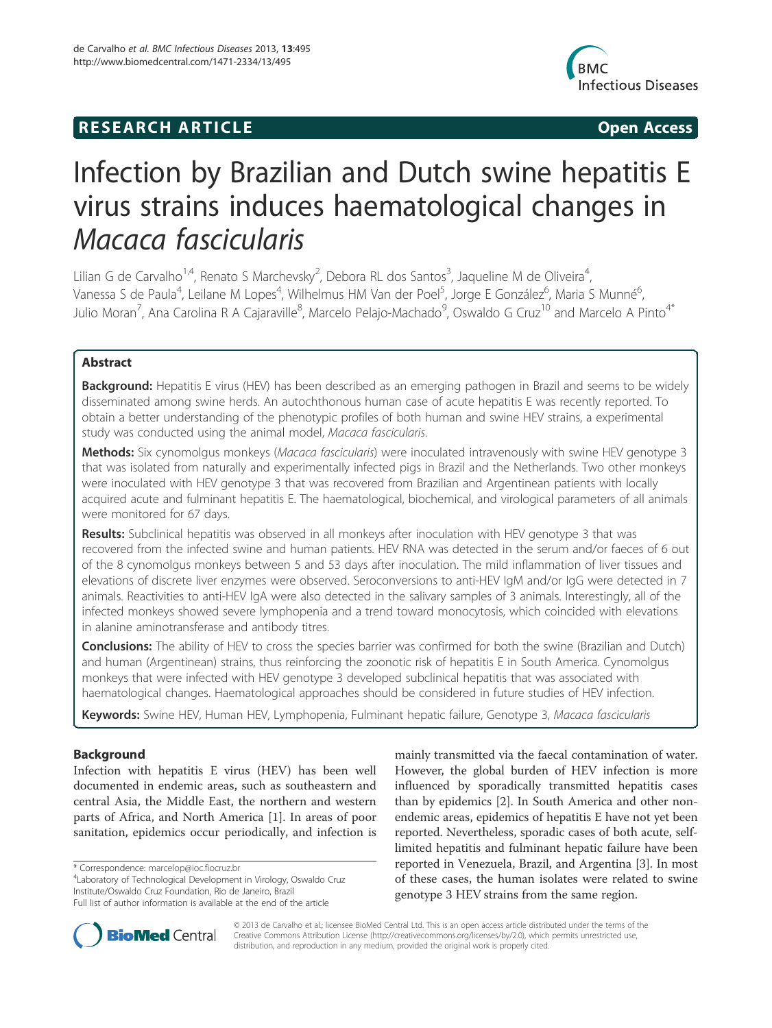**RESEARCH ARTICLE** **Open Access**

# Infection by Brazilian and Dutch swine hepatitis E virus strains induces haematological changes in *Macaca fascicularis*

Lilian G de Carvalho[1,4], Renato S Marchevsky[2], Debora RL dos Santos[3], Jaqueline M de Oliveira[4], Vanessa S de Paula[4], Leilane M Lopes[4], Wilhelmus HM Van der Poel[5], Jorge E González[6], Maria S Munné[6], Julio Moran[7], Ana Carolina R A Cajaraville[8], Marcelo Pelajo-Machado[9], Oswaldo G Cruz[10] and Marcelo A Pinto[4*]

## Abstract

**Background:** Hepatitis E virus (HEV) has been described as an emerging pathogen in Brazil and seems to be widely disseminated among swine herds. An autochthonous human case of acute hepatitis E was recently reported. To obtain a better understanding of the phenotypic profiles of both human and swine HEV strains, a experimental study was conducted using the animal model, *Macaca fascicularis*.

**Methods:** Six cynomolgus monkeys (*Macaca fascicularis*) were inoculated intravenously with swine HEV genotype 3 that was isolated from naturally and experimentally infected pigs in Brazil and the Netherlands. Two other monkeys were inoculated with HEV genotype 3 that was recovered from Brazilian and Argentinean patients with locally acquired acute and fulminant hepatitis E. The haematological, biochemical, and virological parameters of all animals were monitored for 67 days.

**Results:** Subclinical hepatitis was observed in all monkeys after inoculation with HEV genotype 3 that was recovered from the infected swine and human patients. HEV RNA was detected in the serum and/or faeces of 6 out of the 8 cynomolgus monkeys between 5 and 53 days after inoculation. The mild inflammation of liver tissues and elevations of discrete liver enzymes were observed. Seroconversions to anti-HEV IgM and/or IgG were detected in 7 animals. Reactivities to anti-HEV IgA were also detected in the salivary samples of 3 animals. Interestingly, all of the infected monkeys showed severe lymphopenia and a trend toward monocytosis, which coincided with elevations in alanine aminotransferase and antibody titres.

**Conclusions:** The ability of HEV to cross the species barrier was confirmed for both the swine (Brazilian and Dutch) and human (Argentinean) strains, thus reinforcing the zoonotic risk of hepatitis E in South America. Cynomolgus monkeys that were infected with HEV genotype 3 developed subclinical hepatitis that was associated with haematological changes. Haematological approaches should be considered in future studies of HEV infection.

**Keywords:** Swine HEV, Human HEV, Lymphopenia, Fulminant hepatic failure, Genotype 3, *Macaca fascicularis*

## Background

Infection with hepatitis E virus (HEV) has been well documented in endemic areas, such as southeastern and central Asia, the Middle East, the northern and western parts of Africa, and North America [1]. In areas of poor sanitation, epidemics occur periodically, and infection is mainly transmitted via the faecal contamination of water. However, the global burden of HEV infection is more influenced by sporadically transmitted hepatitis cases than by epidemics [2]. In South America and other non-endemic areas, epidemics of hepatitis E have not yet been reported. Nevertheless, sporadic cases of both acute, self-limited hepatitis and fulminant hepatic failure have been reported in Venezuela, Brazil, and Argentina [3]. In most of these cases, the human isolates were related to swine genotype 3 HEV strains from the same region.

\* Correspondence: marcelop@ioc.fiocruz.br
[4]Laboratory of Technological Development in Virology, Oswaldo Cruz Institute/Oswaldo Cruz Foundation, Rio de Janeiro, Brazil
Full list of author information is available at the end of the article

© 2013 de Carvalho et al.; licensee BioMed Central Ltd. This is an open access article distributed under the terms of the Creative Commons Attribution License (http://creativecommons.org/licenses/by/2.0), which permits unrestricted use, distribution, and reproduction in any medium, provided the original work is properly cited.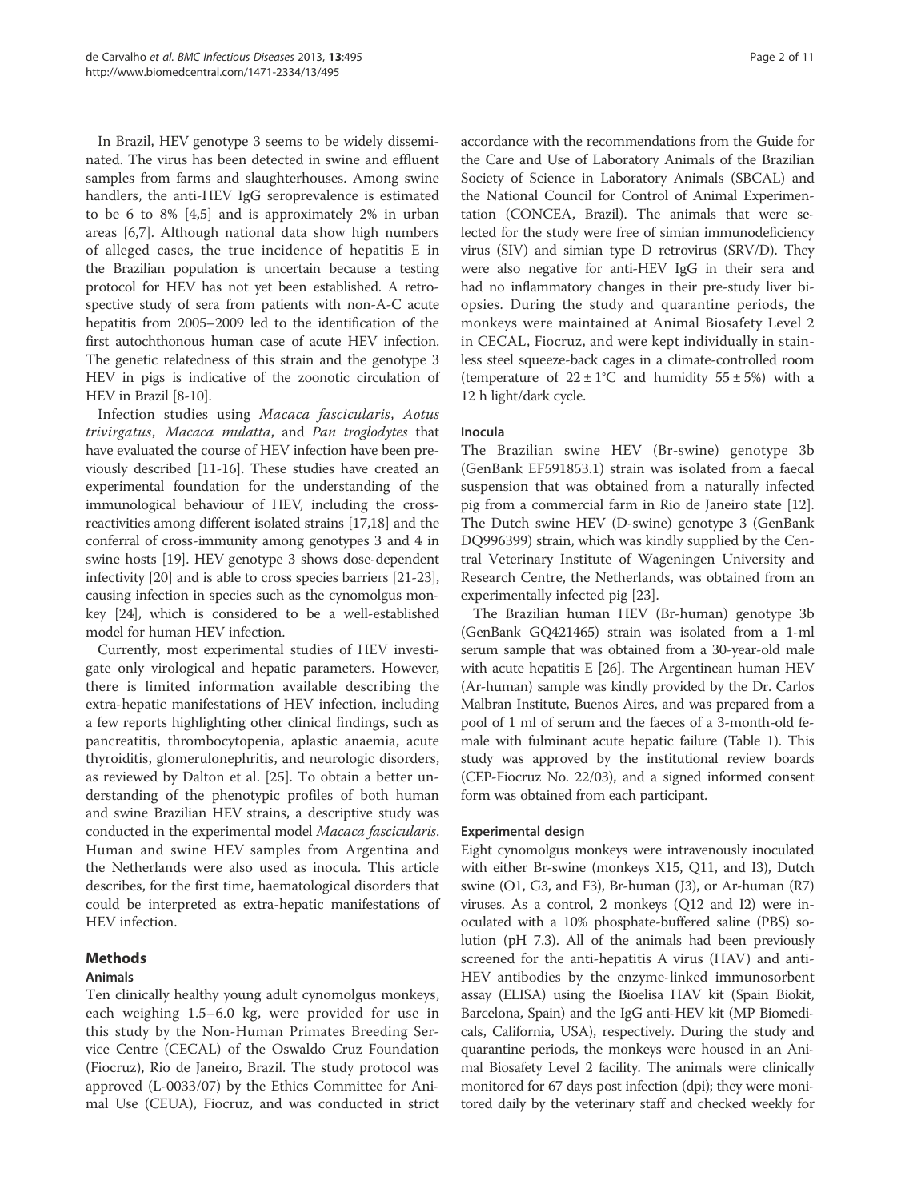In Brazil, HEV genotype 3 seems to be widely disseminated. The virus has been detected in swine and effluent samples from farms and slaughterhouses. Among swine handlers, the anti-HEV IgG seroprevalence is estimated to be 6 to 8% [4,5] and is approximately 2% in urban areas [6,7]. Although national data show high numbers of alleged cases, the true incidence of hepatitis E in the Brazilian population is uncertain because a testing protocol for HEV has not yet been established. A retrospective study of sera from patients with non-A-C acute hepatitis from 2005–2009 led to the identification of the first autochthonous human case of acute HEV infection. The genetic relatedness of this strain and the genotype 3 HEV in pigs is indicative of the zoonotic circulation of HEV in Brazil [8-10].

Infection studies using *Macaca fascicularis*, *Aotus trivirgatus*, *Macaca mulatta*, and *Pan troglodytes* that have evaluated the course of HEV infection have been previously described [11-16]. These studies have created an experimental foundation for the understanding of the immunological behaviour of HEV, including the cross-reactivities among different isolated strains [17,18] and the conferral of cross-immunity among genotypes 3 and 4 in swine hosts [19]. HEV genotype 3 shows dose-dependent infectivity [20] and is able to cross species barriers [21-23], causing infection in species such as the cynomolgus monkey [24], which is considered to be a well-established model for human HEV infection.

Currently, most experimental studies of HEV investigate only virological and hepatic parameters. However, there is limited information available describing the extra-hepatic manifestations of HEV infection, including a few reports highlighting other clinical findings, such as pancreatitis, thrombocytopenia, aplastic anaemia, acute thyroiditis, glomerulonephritis, and neurologic disorders, as reviewed by Dalton et al. [25]. To obtain a better understanding of the phenotypic profiles of both human and swine Brazilian HEV strains, a descriptive study was conducted in the experimental model *Macaca fascicularis*. Human and swine HEV samples from Argentina and the Netherlands were also used as inocula. This article describes, for the first time, haematological disorders that could be interpreted as extra-hepatic manifestations of HEV infection.

## Methods

### Animals

Ten clinically healthy young adult cynomolgus monkeys, each weighing 1.5–6.0 kg, were provided for use in this study by the Non-Human Primates Breeding Service Centre (CECAL) of the Oswaldo Cruz Foundation (Fiocruz), Rio de Janeiro, Brazil. The study protocol was approved (L-0033/07) by the Ethics Committee for Animal Use (CEUA), Fiocruz, and was conducted in strict accordance with the recommendations from the Guide for the Care and Use of Laboratory Animals of the Brazilian Society of Science in Laboratory Animals (SBCAL) and the National Council for Control of Animal Experimentation (CONCEA, Brazil). The animals that were selected for the study were free of simian immunodeficiency virus (SIV) and simian type D retrovirus (SRV/D). They were also negative for anti-HEV IgG in their sera and had no inflammatory changes in their pre-study liver biopsies. During the study and quarantine periods, the monkeys were maintained at Animal Biosafety Level 2 in CECAL, Fiocruz, and were kept individually in stainless steel squeeze-back cages in a climate-controlled room (temperature of 22 ± 1°C and humidity 55 ± 5%) with a 12 h light/dark cycle.

### Inocula

The Brazilian swine HEV (Br-swine) genotype 3b (GenBank EF591853.1) strain was isolated from a faecal suspension that was obtained from a naturally infected pig from a commercial farm in Rio de Janeiro state [12]. The Dutch swine HEV (D-swine) genotype 3 (GenBank DQ996399) strain, which was kindly supplied by the Central Veterinary Institute of Wageningen University and Research Centre, the Netherlands, was obtained from an experimentally infected pig [23].

The Brazilian human HEV (Br-human) genotype 3b (GenBank GQ421465) strain was isolated from a 1-ml serum sample that was obtained from a 30-year-old male with acute hepatitis E [26]. The Argentinean human HEV (Ar-human) sample was kindly provided by the Dr. Carlos Malbran Institute, Buenos Aires, and was prepared from a pool of 1 ml of serum and the faeces of a 3-month-old female with fulminant acute hepatic failure (Table 1). This study was approved by the institutional review boards (CEP-Fiocruz No. 22/03), and a signed informed consent form was obtained from each participant.

### Experimental design

Eight cynomolgus monkeys were intravenously inoculated with either Br-swine (monkeys X15, Q11, and I3), Dutch swine (O1, G3, and F3), Br-human (J3), or Ar-human (R7) viruses. As a control, 2 monkeys (Q12 and I2) were inoculated with a 10% phosphate-buffered saline (PBS) solution (pH 7.3). All of the animals had been previously screened for the anti-hepatitis A virus (HAV) and anti-HEV antibodies by the enzyme-linked immunosorbent assay (ELISA) using the Bioelisa HAV kit (Spain Biokit, Barcelona, Spain) and the IgG anti-HEV kit (MP Biomedicals, California, USA), respectively. During the study and quarantine periods, the monkeys were housed in an Animal Biosafety Level 2 facility. The animals were clinically monitored for 67 days post infection (dpi); they were monitored daily by the veterinary staff and checked weekly for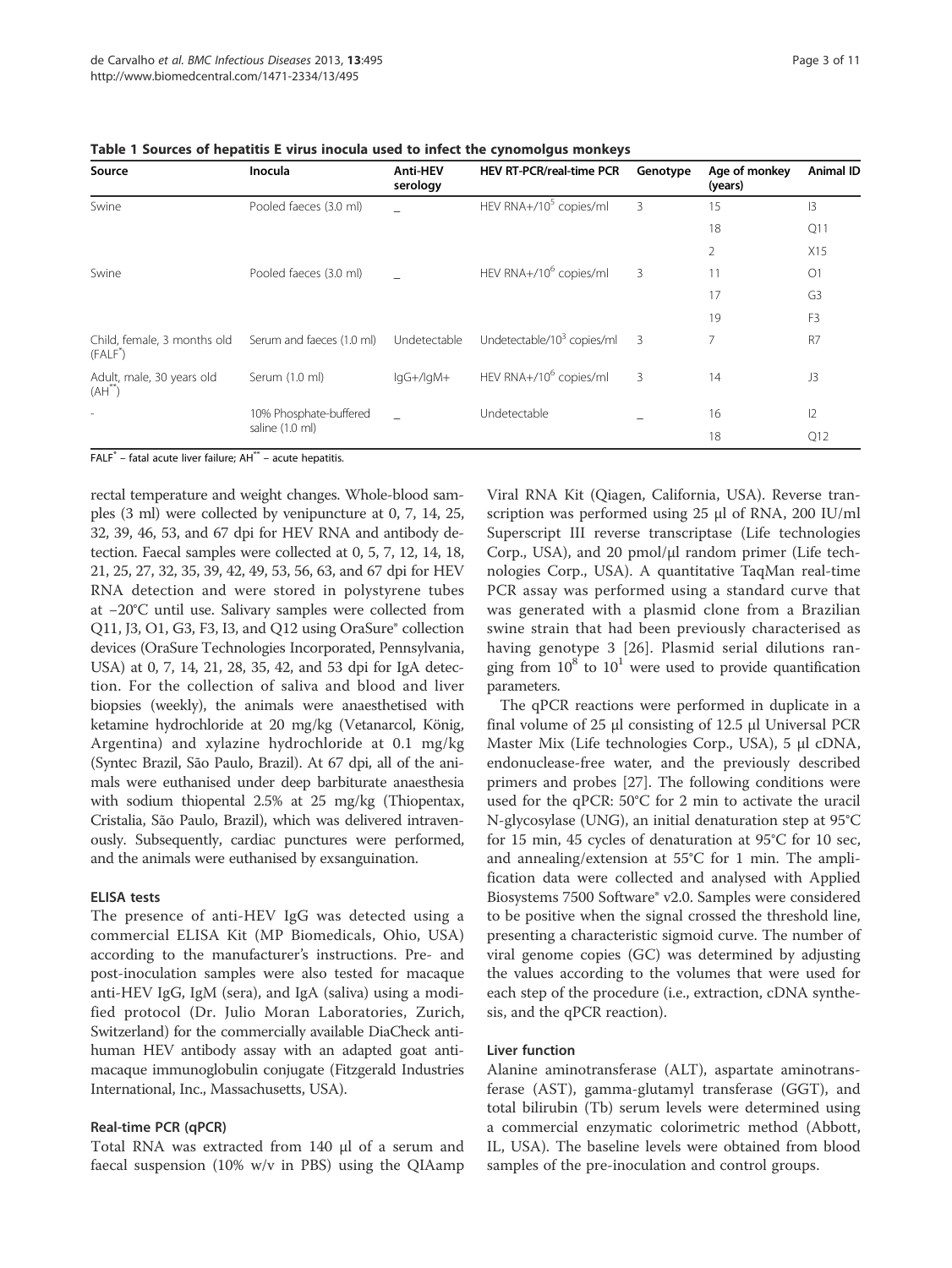**Table 1 Sources of hepatitis E virus inocula used to infect the cynomolgus monkeys**

| Source | Inocula | Anti-HEV serology | HEV RT-PCR/real-time PCR | Genotype | Age of monkey (years) | Animal ID |
|---|---|---|---|---|---|---|
| Swine | Pooled faeces (3.0 ml) | – | HEV RNA+/$10^5$ copies/ml | 3 | 15 | I3 |
| | | | | | 18 | Q11 |
| | | | | | 2 | X15 |
| Swine | Pooled faeces (3.0 ml) | – | HEV RNA+/$10^6$ copies/ml | 3 | 11 | O1 |
| | | | | | 17 | G3 |
| | | | | | 19 | F3 |
| Child, female, 3 months old (FALF*) | Serum and faeces (1.0 ml) | Undetectable | Undetectable/$10^3$ copies/ml | 3 | 7 | R7 |
| Adult, male, 30 years old (AH**) | Serum (1.0 ml) | IgG+/IgM+ | HEV RNA+/$10^6$ copies/ml | 3 | 14 | J3 |
| - | 10% Phosphate-buffered saline (1.0 ml) | – | Undetectable | – | 16 | I2 |
| | | | | | 18 | Q12 |

FALF* – fatal acute liver failure; AH** – acute hepatitis.

rectal temperature and weight changes. Whole-blood samples (3 ml) were collected by venipuncture at 0, 7, 14, 25, 32, 39, 46, 53, and 67 dpi for HEV RNA and antibody detection. Faecal samples were collected at 0, 5, 7, 12, 14, 18, 21, 25, 27, 32, 35, 39, 42, 49, 53, 56, 63, and 67 dpi for HEV RNA detection and were stored in polystyrene tubes at −20°C until use. Salivary samples were collected from Q11, J3, O1, G3, F3, I3, and Q12 using OraSure® collection devices (OraSure Technologies Incorporated, Pennsylvania, USA) at 0, 7, 14, 21, 28, 35, 42, and 53 dpi for IgA detection. For the collection of saliva and blood and liver biopsies (weekly), the animals were anaesthetised with ketamine hydrochloride at 20 mg/kg (Vetanarcol, König, Argentina) and xylazine hydrochloride at 0.1 mg/kg (Syntec Brazil, São Paulo, Brazil). At 67 dpi, all of the animals were euthanised under deep barbiturate anaesthesia with sodium thiopental 2.5% at 25 mg/kg (Thiopentax, Cristalia, São Paulo, Brazil), which was delivered intravenously. Subsequently, cardiac punctures were performed, and the animals were euthanised by exsanguination.

### ELISA tests

The presence of anti-HEV IgG was detected using a commercial ELISA Kit (MP Biomedicals, Ohio, USA) according to the manufacturer's instructions. Pre- and post-inoculation samples were also tested for macaque anti-HEV IgG, IgM (sera), and IgA (saliva) using a modified protocol (Dr. Julio Moran Laboratories, Zurich, Switzerland) for the commercially available DiaCheck anti-human HEV antibody assay with an adapted goat anti-macaque immunoglobulin conjugate (Fitzgerald Industries International, Inc., Massachusetts, USA).

### Real-time PCR (qPCR)

Total RNA was extracted from 140 μl of a serum and faecal suspension (10% w/v in PBS) using the QIAamp Viral RNA Kit (Qiagen, California, USA). Reverse transcription was performed using 25 μl of RNA, 200 IU/ml Superscript III reverse transcriptase (Life technologies Corp., USA), and 20 pmol/μl random primer (Life technologies Corp., USA). A quantitative TaqMan real-time PCR assay was performed using a standard curve that was generated with a plasmid clone from a Brazilian swine strain that had been previously characterised as having genotype 3 [26]. Plasmid serial dilutions ranging from $10^8$ to $10^1$ were used to provide quantification parameters.

The qPCR reactions were performed in duplicate in a final volume of 25 μl consisting of 12.5 μl Universal PCR Master Mix (Life technologies Corp., USA), 5 μl cDNA, endonuclease-free water, and the previously described primers and probes [27]. The following conditions were used for the qPCR: 50°C for 2 min to activate the uracil N-glycosylase (UNG), an initial denaturation step at 95°C for 15 min, 45 cycles of denaturation at 95°C for 10 sec, and annealing/extension at 55°C for 1 min. The amplification data were collected and analysed with Applied Biosystems 7500 Software® v2.0. Samples were considered to be positive when the signal crossed the threshold line, presenting a characteristic sigmoid curve. The number of viral genome copies (GC) was determined by adjusting the values according to the volumes that were used for each step of the procedure (i.e., extraction, cDNA synthesis, and the qPCR reaction).

### Liver function

Alanine aminotransferase (ALT), aspartate aminotransferase (AST), gamma-glutamyl transferase (GGT), and total bilirubin (Tb) serum levels were determined using a commercial enzymatic colorimetric method (Abbott, IL, USA). The baseline levels were obtained from blood samples of the pre-inoculation and control groups.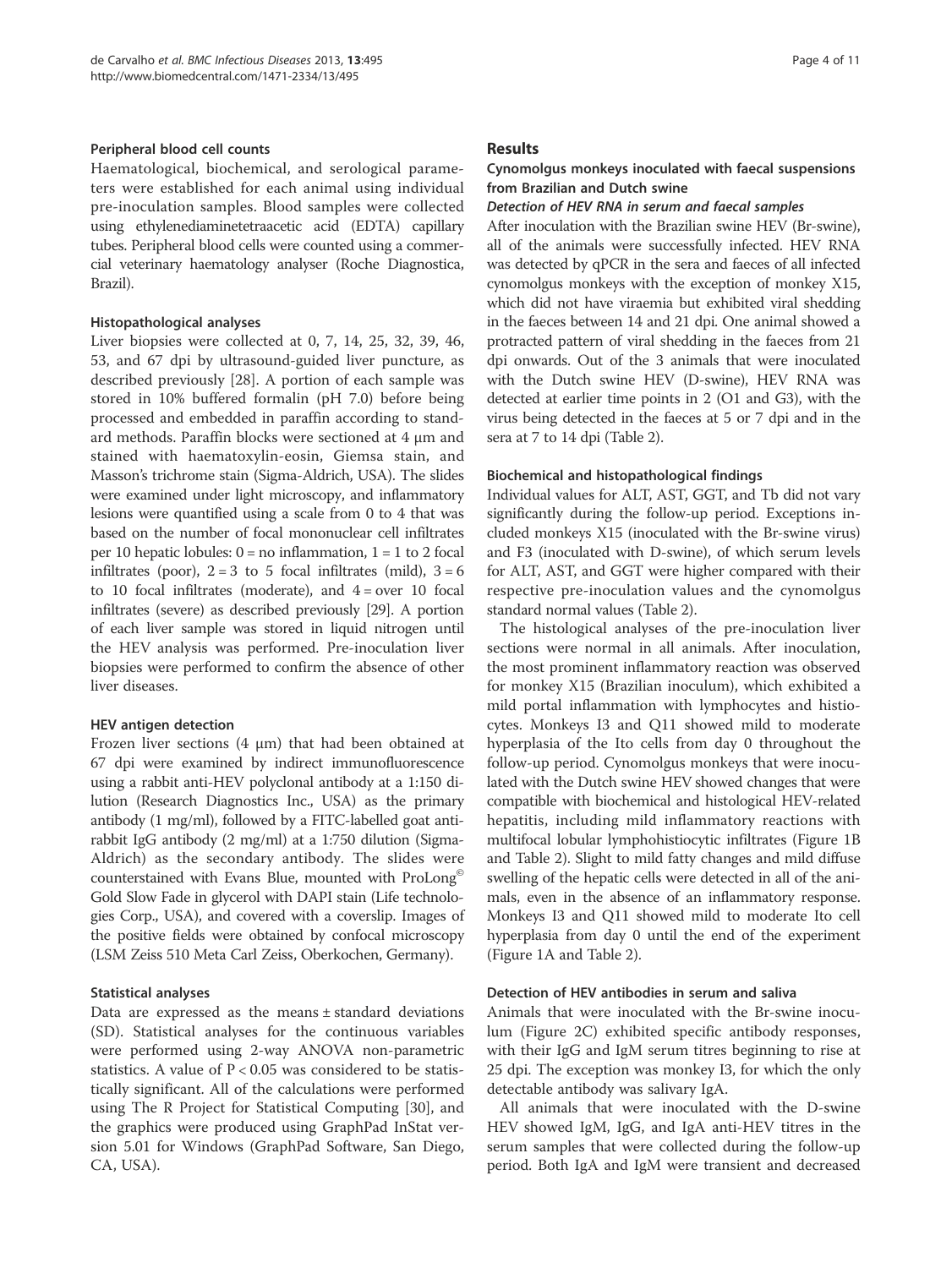### Peripheral blood cell counts

Haematological, biochemical, and serological parameters were established for each animal using individual pre-inoculation samples. Blood samples were collected using ethylenediaminetetraacetic acid (EDTA) capillary tubes. Peripheral blood cells were counted using a commercial veterinary haematology analyser (Roche Diagnostica, Brazil).

### Histopathological analyses

Liver biopsies were collected at 0, 7, 14, 25, 32, 39, 46, 53, and 67 dpi by ultrasound-guided liver puncture, as described previously [28]. A portion of each sample was stored in 10% buffered formalin (pH 7.0) before being processed and embedded in paraffin according to standard methods. Paraffin blocks were sectioned at 4 μm and stained with haematoxylin-eosin, Giemsa stain, and Masson's trichrome stain (Sigma-Aldrich, USA). The slides were examined under light microscopy, and inflammatory lesions were quantified using a scale from 0 to 4 that was based on the number of focal mononuclear cell infiltrates per 10 hepatic lobules: 0 = no inflammation, 1 = 1 to 2 focal infiltrates (poor), 2 = 3 to 5 focal infiltrates (mild), 3 = 6 to 10 focal infiltrates (moderate), and 4 = over 10 focal infiltrates (severe) as described previously [29]. A portion of each liver sample was stored in liquid nitrogen until the HEV analysis was performed. Pre-inoculation liver biopsies were performed to confirm the absence of other liver diseases.

### HEV antigen detection

Frozen liver sections (4 μm) that had been obtained at 67 dpi were examined by indirect immunofluorescence using a rabbit anti-HEV polyclonal antibody at a 1:150 dilution (Research Diagnostics Inc., USA) as the primary antibody (1 mg/ml), followed by a FITC-labelled goat anti-rabbit IgG antibody (2 mg/ml) at a 1:750 dilution (Sigma-Aldrich) as the secondary antibody. The slides were counterstained with Evans Blue, mounted with ProLong© Gold Slow Fade in glycerol with DAPI stain (Life technologies Corp., USA), and covered with a coverslip. Images of the positive fields were obtained by confocal microscopy (LSM Zeiss 510 Meta Carl Zeiss, Oberkochen, Germany).

### Statistical analyses

Data are expressed as the means ± standard deviations (SD). Statistical analyses for the continuous variables were performed using 2-way ANOVA non-parametric statistics. A value of $P < 0.05$ was considered to be statistically significant. All of the calculations were performed using The R Project for Statistical Computing [30], and the graphics were produced using GraphPad InStat version 5.01 for Windows (GraphPad Software, San Diego, CA, USA).

## Results

### Cynomolgus monkeys inoculated with faecal suspensions from Brazilian and Dutch swine

#### *Detection of HEV RNA in serum and faecal samples*

After inoculation with the Brazilian swine HEV (Br-swine), all of the animals were successfully infected. HEV RNA was detected by qPCR in the sera and faeces of all infected cynomolgus monkeys with the exception of monkey X15, which did not have viraemia but exhibited viral shedding in the faeces between 14 and 21 dpi. One animal showed a protracted pattern of viral shedding in the faeces from 21 dpi onwards. Out of the 3 animals that were inoculated with the Dutch swine HEV (D-swine), HEV RNA was detected at earlier time points in 2 (O1 and G3), with the virus being detected in the faeces at 5 or 7 dpi and in the sera at 7 to 14 dpi (Table 2).

#### Biochemical and histopathological findings

Individual values for ALT, AST, GGT, and Tb did not vary significantly during the follow-up period. Exceptions included monkeys X15 (inoculated with the Br-swine virus) and F3 (inoculated with D-swine), of which serum levels for ALT, AST, and GGT were higher compared with their respective pre-inoculation values and the cynomolgus standard normal values (Table 2).

The histological analyses of the pre-inoculation liver sections were normal in all animals. After inoculation, the most prominent inflammatory reaction was observed for monkey X15 (Brazilian inoculum), which exhibited a mild portal inflammation with lymphocytes and histiocytes. Monkeys I3 and Q11 showed mild to moderate hyperplasia of the Ito cells from day 0 throughout the follow-up period. Cynomolgus monkeys that were inoculated with the Dutch swine HEV showed changes that were compatible with biochemical and histological HEV-related hepatitis, including mild inflammatory reactions with multifocal lobular lymphohistiocytic infiltrates (Figure 1B and Table 2). Slight to mild fatty changes and mild diffuse swelling of the hepatic cells were detected in all of the animals, even in the absence of an inflammatory response. Monkeys I3 and Q11 showed mild to moderate Ito cell hyperplasia from day 0 until the end of the experiment (Figure 1A and Table 2).

#### Detection of HEV antibodies in serum and saliva

Animals that were inoculated with the Br-swine inoculum (Figure 2C) exhibited specific antibody responses, with their IgG and IgM serum titres beginning to rise at 25 dpi. The exception was monkey I3, for which the only detectable antibody was salivary IgA.

All animals that were inoculated with the D-swine HEV showed IgM, IgG, and IgA anti-HEV titres in the serum samples that were collected during the follow-up period. Both IgA and IgM were transient and decreased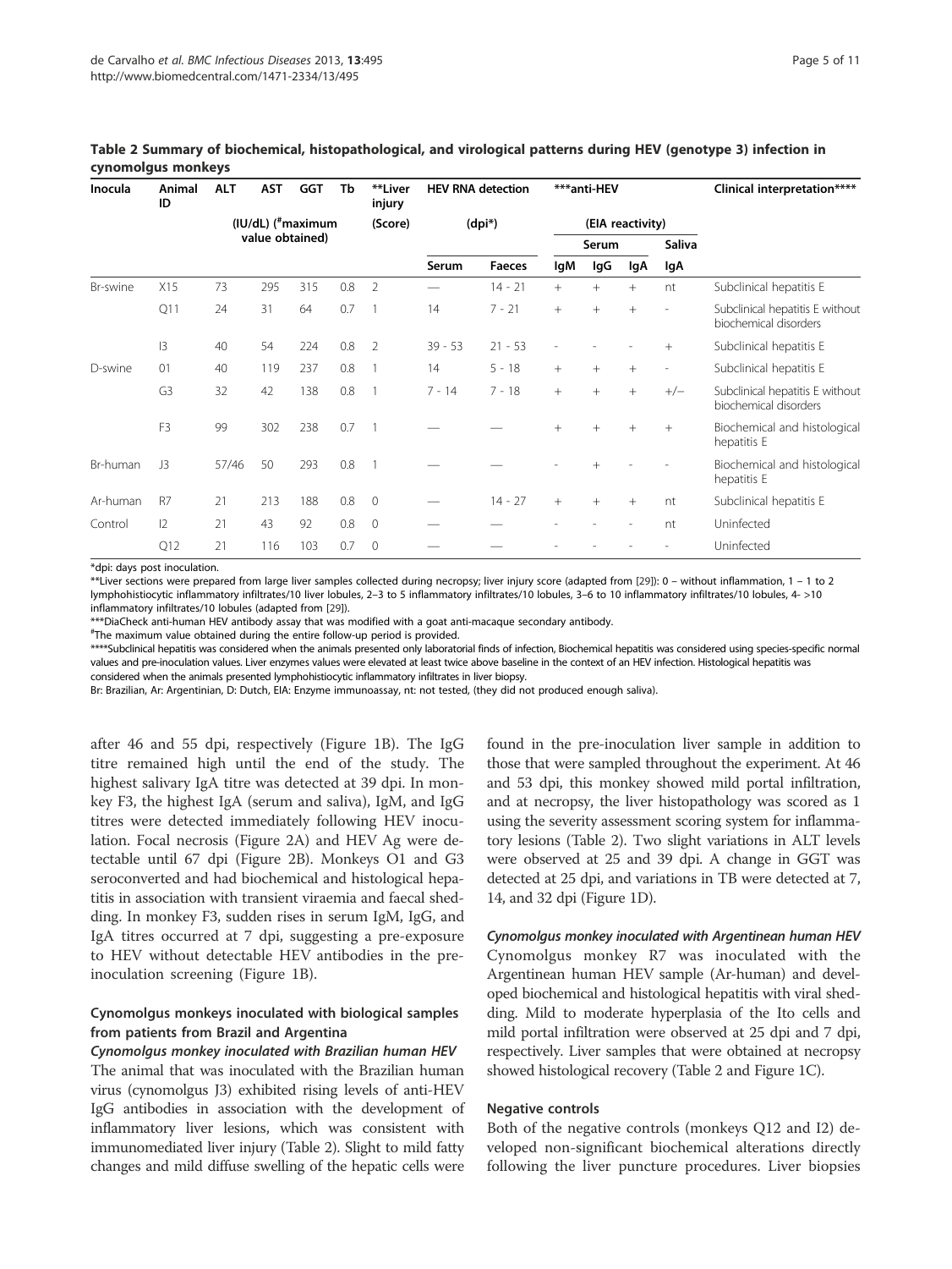**Table 2 Summary of biochemical, histopathological, and virological patterns during HEV (genotype 3) infection in cynomolgus monkeys**

| Inocula | Animal ID | ALT | AST | GGT | Tb | **Liver injury | HEV RNA detection | | ***anti-HEV | | | | Clinical interpretation**** |
|---|---|---|---|---|---|---|---|---|---|---|---|---|---|
| | | (IU/dL) (#maximum value obtained) | | | | (Score) | (dpi*) | | (EIA reactivity) | | | | |
| | | | | | | | Serum | Faeces | Serum | | | Saliva | |
| | | | | | | | | | IgM | IgG | IgA | IgA | |
| Br-swine | X15 | 73 | 295 | 315 | 0.8 | 2 | — | 14 - 21 | + | + | + | nt | Subclinical hepatitis E |
| | Q11 | 24 | 31 | 64 | 0.7 | 1 | 14 | 7 - 21 | + | + | + | - | Subclinical hepatitis E without biochemical disorders |
| | I3 | 40 | 54 | 224 | 0.8 | 2 | 39 - 53 | 21 - 53 | - | - | - | + | Subclinical hepatitis E |
| D-swine | O1 | 40 | 119 | 237 | 0.8 | 1 | 14 | 5 - 18 | + | + | + | - | Subclinical hepatitis E |
| | G3 | 32 | 42 | 138 | 0.8 | 1 | 7 - 14 | 7 - 18 | + | + | + | +/− | Subclinical hepatitis E without biochemical disorders |
| | F3 | 99 | 302 | 238 | 0.7 | 1 | — | — | + | + | + | + | Biochemical and histological hepatitis E |
| Br-human | J3 | 57/46 | 50 | 293 | 0.8 | 1 | — | — | - | + | - | - | Biochemical and histological hepatitis E |
| Ar-human | R7 | 21 | 213 | 188 | 0.8 | 0 | — | 14 - 27 | + | + | + | nt | Subclinical hepatitis E |
| Control | I2 | 21 | 43 | 92 | 0.8 | 0 | — | — | - | - | - | nt | Uninfected |
| | Q12 | 21 | 116 | 103 | 0.7 | 0 | — | — | - | - | - | - | Uninfected |

*dpi: days post inoculation.
**Liver sections were prepared from large liver samples collected during necropsy; liver injury score (adapted from [29]): 0 – without inflammation, 1 – 1 to 2 lymphohistiocytic inflammatory infiltrates/10 liver lobules, 2–3 to 5 inflammatory infiltrates/10 lobules, 3–6 to 10 inflammatory infiltrates/10 lobules, 4- >10 inflammatory infiltrates/10 lobules (adapted from [29]).
***DiaCheck anti-human HEV antibody assay that was modified with a goat anti-macaque secondary antibody.
#The maximum value obtained during the entire follow-up period is provided.
****Subclinical hepatitis was considered when the animals presented only laboratorial finds of infection, Biochemical hepatitis was considered using species-specific normal values and pre-inoculation values. Liver enzymes values were elevated at least twice above baseline in the context of an HEV infection. Histological hepatitis was considered when the animals presented lymphohistiocytic inflammatory infiltrates in liver biopsy.
Br: Brazilian, Ar: Argentinian, D: Dutch, EIA: Enzyme immunoassay, nt: not tested, (they did not produced enough saliva).

after 46 and 55 dpi, respectively (Figure 1B). The IgG titre remained high until the end of the study. The highest salivary IgA titre was detected at 39 dpi. In monkey F3, the highest IgA (serum and saliva), IgM, and IgG titres were detected immediately following HEV inoculation. Focal necrosis (Figure 2A) and HEV Ag were detectable until 67 dpi (Figure 2B). Monkeys O1 and G3 seroconverted and had biochemical and histological hepatitis in association with transient viraemia and faecal shedding. In monkey F3, sudden rises in serum IgM, IgG, and IgA titres occurred at 7 dpi, suggesting a pre-exposure to HEV without detectable HEV antibodies in the pre-inoculation screening (Figure 1B).

### Cynomolgus monkeys inoculated with biological samples from patients from Brazil and Argentina

#### *Cynomolgus monkey inoculated with Brazilian human HEV*

The animal that was inoculated with the Brazilian human virus (cynomolgus J3) exhibited rising levels of anti-HEV IgG antibodies in association with the development of inflammatory liver lesions, which was consistent with immunomediated liver injury (Table 2). Slight to mild fatty changes and mild diffuse swelling of the hepatic cells were found in the pre-inoculation liver sample in addition to those that were sampled throughout the experiment. At 46 and 53 dpi, this monkey showed mild portal infiltration, and at necropsy, the liver histopathology was scored as 1 using the severity assessment scoring system for inflammatory lesions (Table 2). Two slight variations in ALT levels were observed at 25 and 39 dpi. A change in GGT was detected at 25 dpi, and variations in TB were detected at 7, 14, and 32 dpi (Figure 1D).

#### *Cynomolgus monkey inoculated with Argentinean human HEV*

Cynomolgus monkey R7 was inoculated with the Argentinean human HEV sample (Ar-human) and developed biochemical and histological hepatitis with viral shedding. Mild to moderate hyperplasia of the Ito cells and mild portal infiltration were observed at 25 dpi and 7 dpi, respectively. Liver samples that were obtained at necropsy showed histological recovery (Table 2 and Figure 1C).

### Negative controls

Both of the negative controls (monkeys Q12 and I2) developed non-significant biochemical alterations directly following the liver puncture procedures. Liver biopsies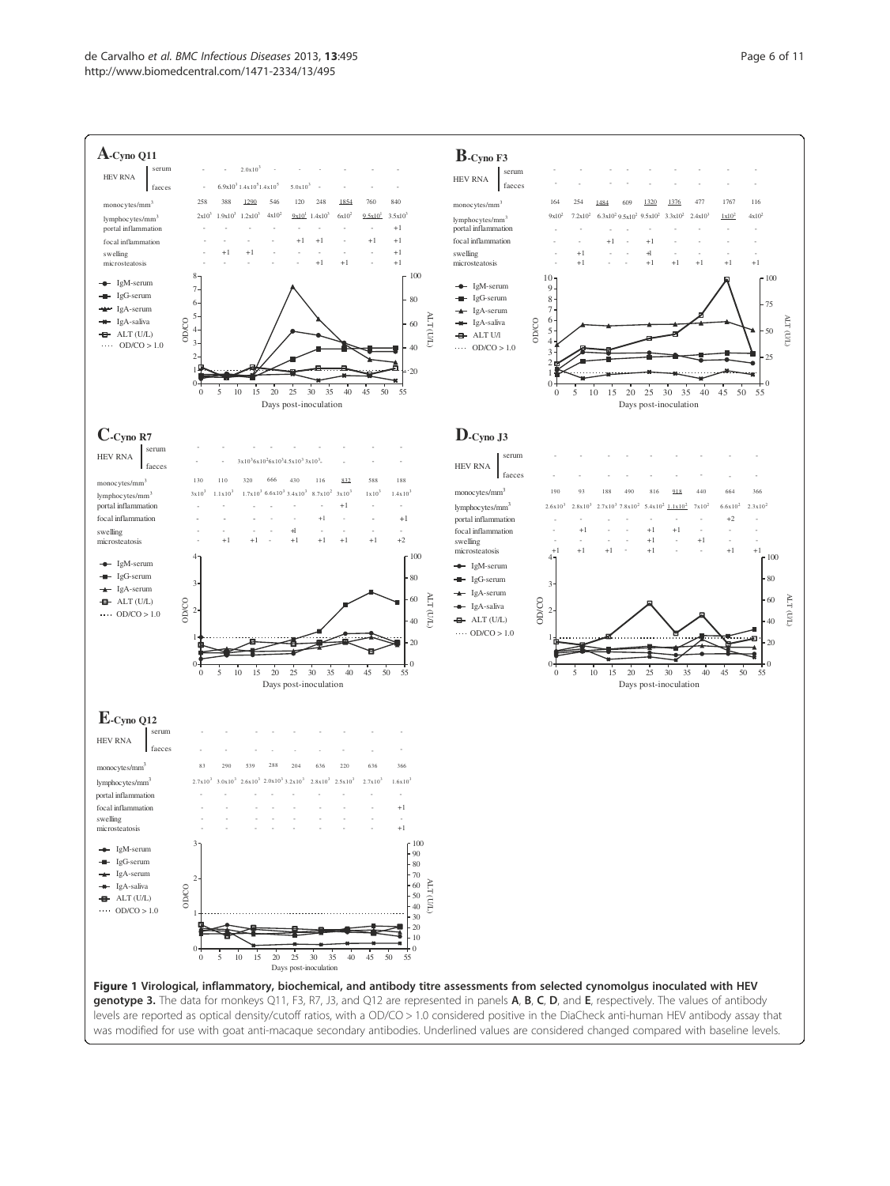**Figure 1 Virological, inflammatory, biochemical, and antibody titre assessments from selected cynomolgus inoculated with HEV genotype 3.** The data for monkeys Q11, F3, R7, J3, and Q12 are represented in panels **A**, **B**, **C**, **D**, and **E**, respectively. The values of antibody levels are reported as optical density/cutoff ratios, with a OD/CO > 1.0 considered positive in the DiaCheck anti-human HEV antibody assay that was modified for use with goat anti-macaque secondary antibodies. Underlined values are considered changed compared with baseline levels.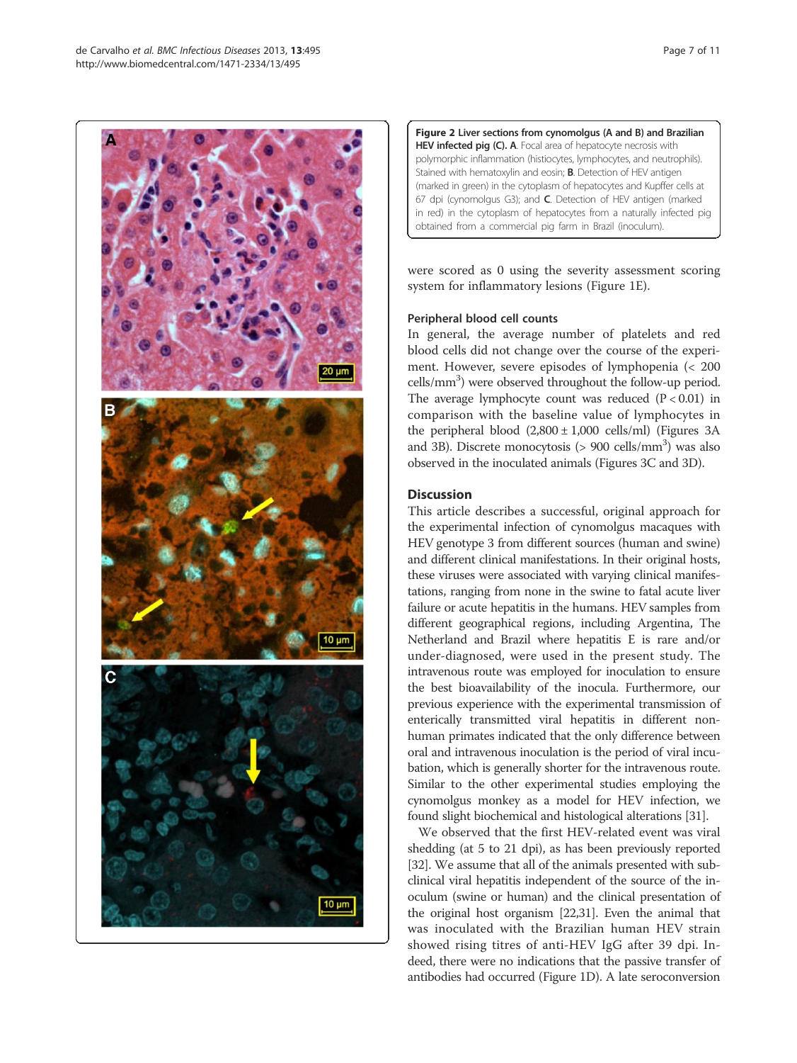**Figure 2** Liver sections from cynomolgus (A and B) and Brazilian HEV infected pig (C). **A**. Focal area of hepatocyte necrosis with polymorphic inflammation (histiocytes, lymphocytes, and neutrophils). Stained with hematoxylin and eosin; **B**. Detection of HEV antigen (marked in green) in the cytoplasm of hepatocytes and Kupffer cells at 67 dpi (cynomolgus G3); and **C**. Detection of HEV antigen (marked in red) in the cytoplasm of hepatocytes from a naturally infected pig obtained from a commercial pig farm in Brazil (inoculum).

were scored as 0 using the severity assessment scoring system for inflammatory lesions (Figure 1E).

### Peripheral blood cell counts

In general, the average number of platelets and red blood cells did not change over the course of the experiment. However, severe episodes of lymphopenia (< 200 cells/mm$^3$) were observed throughout the follow-up period. The average lymphocyte count was reduced ($P < 0.01$) in comparison with the baseline value of lymphocytes in the peripheral blood (2,800 ± 1,000 cells/ml) (Figures 3A and 3B). Discrete monocytosis (> 900 cells/mm$^3$) was also observed in the inoculated animals (Figures 3C and 3D).

## Discussion

This article describes a successful, original approach for the experimental infection of cynomolgus macaques with HEV genotype 3 from different sources (human and swine) and different clinical manifestations. In their original hosts, these viruses were associated with varying clinical manifestations, ranging from none in the swine to fatal acute liver failure or acute hepatitis in the humans. HEV samples from different geographical regions, including Argentina, The Netherland and Brazil where hepatitis E is rare and/or under-diagnosed, were used in the present study. The intravenous route was employed for inoculation to ensure the best bioavailability of the inocula. Furthermore, our previous experience with the experimental transmission of enterically transmitted viral hepatitis in different non-human primates indicated that the only difference between oral and intravenous inoculation is the period of viral incubation, which is generally shorter for the intravenous route. Similar to the other experimental studies employing the cynomolgus monkey as a model for HEV infection, we found slight biochemical and histological alterations [31].

We observed that the first HEV-related event was viral shedding (at 5 to 21 dpi), as has been previously reported [32]. We assume that all of the animals presented with subclinical viral hepatitis independent of the source of the inoculum (swine or human) and the clinical presentation of the original host organism [22,31]. Even the animal that was inoculated with the Brazilian human HEV strain showed rising titres of anti-HEV IgG after 39 dpi. Indeed, there were no indications that the passive transfer of antibodies had occurred (Figure 1D). A late seroconversion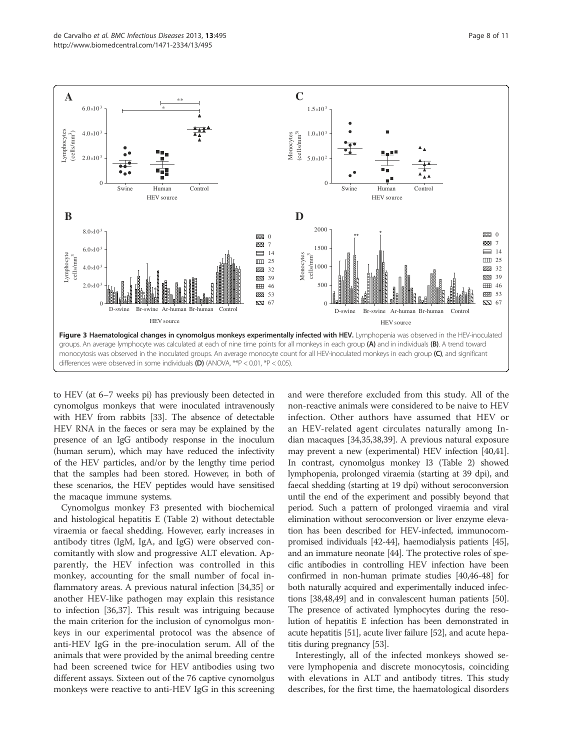**Figure 3 Haematological changes in cynomolgus monkeys experimentally infected with HEV.** Lymphopenia was observed in the HEV-inoculated groups. An average lymphocyte was calculated at each of nine time points for all monkeys in each group **(A)** and in individuals **(B)**. A trend toward monocytosis was observed in the inoculated groups. An average monocyte count for all HEV-inoculated monkeys in each group **(C)**, and significant differences were observed in some individuals **(D)** (ANOVA, **P < 0.01, *P < 0.05).

to HEV (at 6–7 weeks pi) has previously been detected in cynomolgus monkeys that were inoculated intravenously with HEV from rabbits [33]. The absence of detectable HEV RNA in the faeces or sera may be explained by the presence of an IgG antibody response in the inoculum (human serum), which may have reduced the infectivity of the HEV particles, and/or by the lengthy time period that the samples had been stored. However, in both of these scenarios, the HEV peptides would have sensitised the macaque immune systems.

Cynomolgus monkey F3 presented with biochemical and histological hepatitis E (Table 2) without detectable viraemia or faecal shedding. However, early increases in antibody titres (IgM, IgA, and IgG) were observed concomitantly with slow and progressive ALT elevation. Apparently, the HEV infection was controlled in this monkey, accounting for the small number of focal inflammatory areas. A previous natural infection [34,35] or another HEV-like pathogen may explain this resistance to infection [36,37]. This result was intriguing because the main criterion for the inclusion of cynomolgus monkeys in our experimental protocol was the absence of anti-HEV IgG in the pre-inoculation serum. All of the animals that were provided by the animal breeding centre had been screened twice for HEV antibodies using two different assays. Sixteen out of the 76 captive cynomolgus monkeys were reactive to anti-HEV IgG in this screening and were therefore excluded from this study. All of the non-reactive animals were considered to be naive to HEV infection. Other authors have assumed that HEV or an HEV-related agent circulates naturally among Indian macaques [34,35,38,39]. A previous natural exposure may prevent a new (experimental) HEV infection [40,41]. In contrast, cynomolgus monkey I3 (Table 2) showed lymphopenia, prolonged viraemia (starting at 39 dpi), and faecal shedding (starting at 19 dpi) without seroconversion until the end of the experiment and possibly beyond that period. Such a pattern of prolonged viraemia and viral elimination without seroconversion or liver enzyme elevation has been described for HEV-infected, immunocompromised individuals [42-44], haemodialysis patients [45], and an immature neonate [44]. The protective roles of specific antibodies in controlling HEV infection have been confirmed in non-human primate studies [40,46-48] for both naturally acquired and experimentally induced infections [38,48,49] and in convalescent human patients [50]. The presence of activated lymphocytes during the resolution of hepatitis E infection has been demonstrated in acute hepatitis [51], acute liver failure [52], and acute hepatitis during pregnancy [53].

Interestingly, all of the infected monkeys showed severe lymphopenia and discrete monocytosis, coinciding with elevations in ALT and antibody titres. This study describes, for the first time, the haematological disorders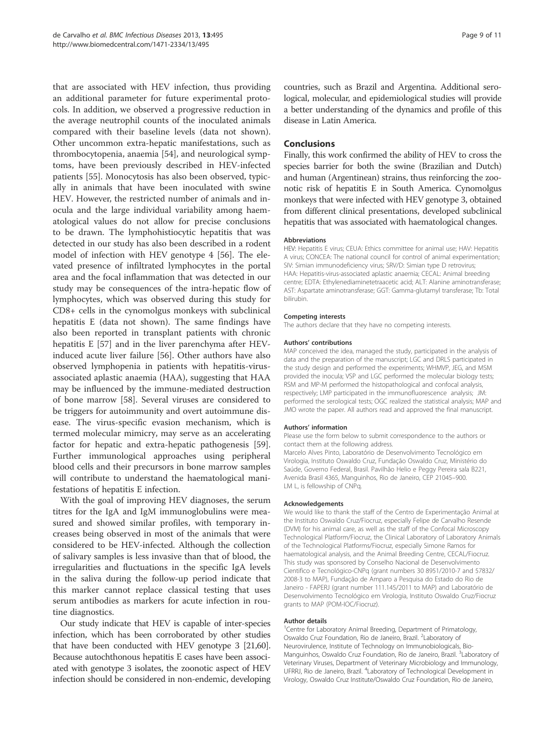that are associated with HEV infection, thus providing an additional parameter for future experimental protocols. In addition, we observed a progressive reduction in the average neutrophil counts of the inoculated animals compared with their baseline levels (data not shown). Other uncommon extra-hepatic manifestations, such as thrombocytopenia, anaemia [54], and neurological symptoms, have been previously described in HEV-infected patients [55]. Monocytosis has also been observed, typically in animals that have been inoculated with swine HEV. However, the restricted number of animals and inocula and the large individual variability among haematological values do not allow for precise conclusions to be drawn. The lymphohistiocytic hepatitis that was detected in our study has also been described in a rodent model of infection with HEV genotype 4 [56]. The elevated presence of infiltrated lymphocytes in the portal area and the focal inflammation that was detected in our study may be consequences of the intra-hepatic flow of lymphocytes, which was observed during this study for CD8+ cells in the cynomolgus monkeys with subclinical hepatitis E (data not shown). The same findings have also been reported in transplant patients with chronic hepatitis E [57] and in the liver parenchyma after HEV-induced acute liver failure [56]. Other authors have also observed lymphopenia in patients with hepatitis-virus-associated aplastic anaemia (HAA), suggesting that HAA may be influenced by the immune-mediated destruction of bone marrow [58]. Several viruses are considered to be triggers for autoimmunity and overt autoimmune disease. The virus-specific evasion mechanism, which is termed molecular mimicry, may serve as an accelerating factor for hepatic and extra-hepatic pathogenesis [59]. Further immunological approaches using peripheral blood cells and their precursors in bone marrow samples will contribute to understand the haematological manifestations of hepatitis E infection.

With the goal of improving HEV diagnoses, the serum titres for the IgA and IgM immunoglobulins were measured and showed similar profiles, with temporary increases being observed in most of the animals that were considered to be HEV-infected. Although the collection of salivary samples is less invasive than that of blood, the irregularities and fluctuations in the specific IgA levels in the saliva during the follow-up period indicate that this marker cannot replace classical testing that uses serum antibodies as markers for acute infection in routine diagnostics.

Our study indicate that HEV is capable of inter-species infection, which has been corroborated by other studies that have been conducted with HEV genotype 3 [21,60]. Because autochthonous hepatitis E cases have been associated with genotype 3 isolates, the zoonotic aspect of HEV infection should be considered in non-endemic, developing countries, such as Brazil and Argentina. Additional serological, molecular, and epidemiological studies will provide a better understanding of the dynamics and profile of this disease in Latin America.

## Conclusions

Finally, this work confirmed the ability of HEV to cross the species barrier for both the swine (Brazilian and Dutch) and human (Argentinean) strains, thus reinforcing the zoonotic risk of hepatitis E in South America. Cynomolgus monkeys that were infected with HEV genotype 3, obtained from different clinical presentations, developed subclinical hepatitis that was associated with haematological changes.

#### Abbreviations

HEV: Hepatitis E virus; CEUA: Ethics committee for animal use; HAV: Hepatitis A virus; CONCEA: The national council for control of animal experimentation; SIV: Simian immunodeficiency virus; SRV/D: Simian type D retrovirus; HAA: Hepatitis-virus-associated aplastic anaemia; CECAL: Animal breeding centre; EDTA: Ethylenediaminetetraacetic acid; ALT: Alanine aminotransferase; AST: Aspartate aminotransferase; GGT: Gamma-glutamyl transferase; Tb: Total bilirubin.

#### Competing interests

The authors declare that they have no competing interests.

#### Authors' contributions

MAP conceived the idea, managed the study, participated in the analysis of data and the preparation of the manuscript; LGC and DRLS participated in the study design and performed the experiments; WHMVP, JEG, and MSM provided the inocula; VSP and LGC performed the molecular biology tests; RSM and MP-M performed the histopathological and confocal analysis, respectively; LMP participated in the immunofluorescence analysis; JM: performed the serological tests; OGC realized the statistical analysis; MAP and JMO wrote the paper. All authors read and approved the final manuscript.

#### Authors' information

Please use the form below to submit correspondence to the authors or contact them at the following address.
Marcelo Alves Pinto, Laboratório de Desenvolvimento Tecnológico em Virologia, Instituto Oswaldo Cruz, Fundação Oswaldo Cruz, Ministério do Saúde, Governo Federal, Brasil. Pavilhão Helio e Peggy Pereira sala B221, Avenida Brasil 4365, Manguinhos, Rio de Janeiro, CEP 21045–900.
LM L, is fellowship of CNPq.

#### Acknowledgements

We would like to thank the staff of the Centro de Experimentação Animal at the Instituto Oswaldo Cruz/Fiocruz, especially Felipe de Carvalho Resende (DVM) for his animal care, as well as the staff of the Confocal Microscopy Technological Platform/Fiocruz, the Clinical Laboratory of Laboratory Animals of the Technological Platforms/Fiocruz, especially Simone Ramos for haematological analysis, and the Animal Breeding Centre, CECAL/Fiocruz. This study was sponsored by Conselho Nacional de Desenvolvimento Científico e Tecnológico-CNPq (grant numbers 30 8951/2010-7 and 57832/2008-3 to MAP), Fundação de Amparo a Pesquisa do Estado do Rio de Janeiro - FAPERJ (grant number 111.145/2011 to MAP) and Laboratório de Desenvolvimento Tecnológico em Virologia, Instituto Oswaldo Cruz/Fiocruz grants to MAP (POM-IOC/Fiocruz).

#### Author details

[1]Centre for Laboratory Animal Breeding, Department of Primatology, Oswaldo Cruz Foundation, Rio de Janeiro, Brazil. [2]Laboratory of Neurovirulence, Institute of Technology on Immunobiologicals, Bio-Manguinhos, Oswaldo Cruz Foundation, Rio de Janeiro, Brazil. [3]Laboratory of Veterinary Viruses, Department of Veterinary Microbiology and Immunology, UFRRJ, Rio de Janeiro, Brazil. [4]Laboratory of Technological Development in Virology, Oswaldo Cruz Institute/Oswaldo Cruz Foundation, Rio de Janeiro,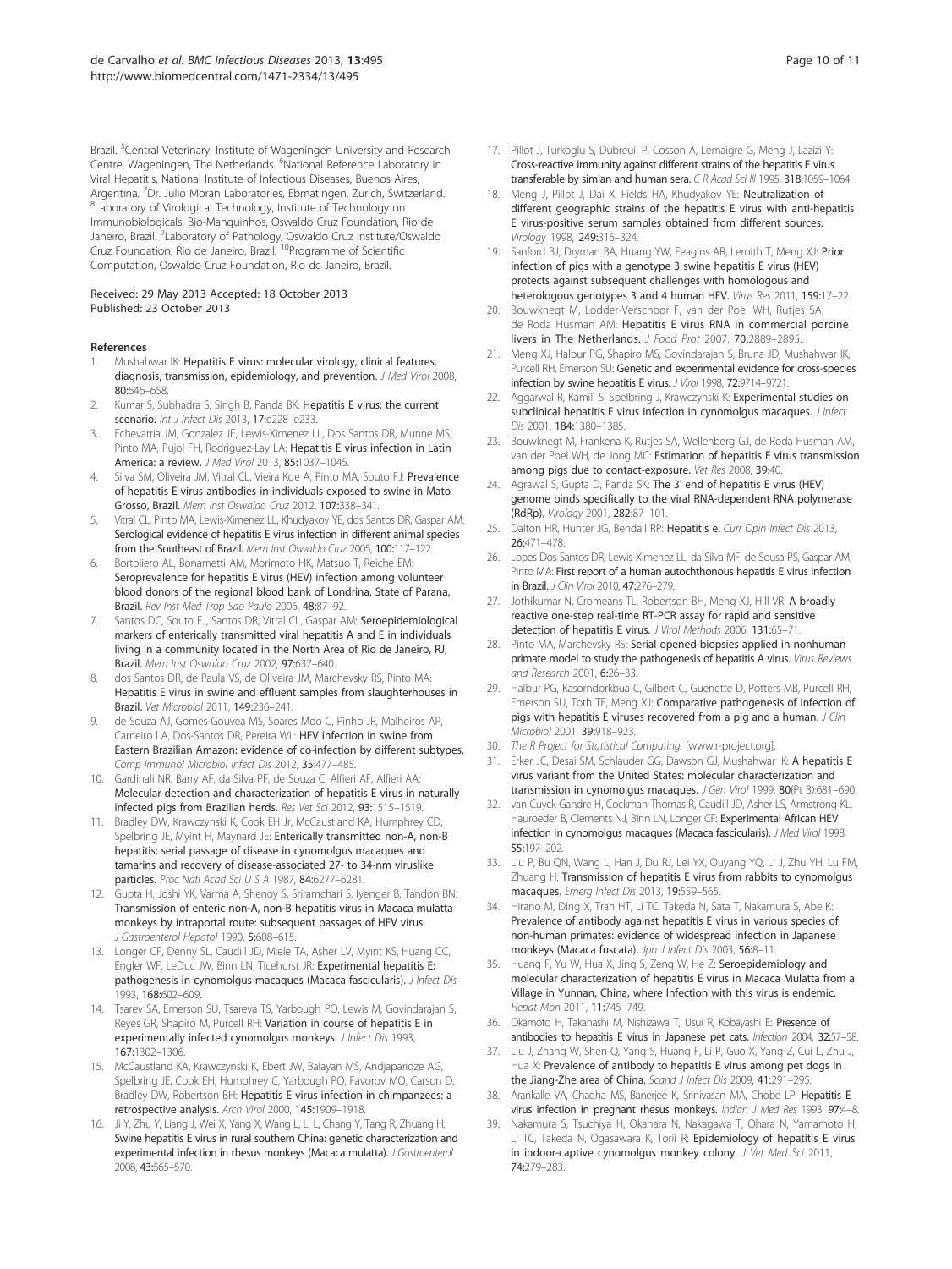Brazil. [5]Central Veterinary, Institute of Wageningen University and Research Centre, Wageningen, The Netherlands. [6]National Reference Laboratory in Viral Hepatitis, National Institute of Infectious Diseases, Buenos Aires, Argentina. [7]Dr. Julio Moran Laboratories, Ebmatingen, Zurich, Switzerland. [8]Laboratory of Virological Technology, Institute of Technology on Immunobiologicals, Bio-Manguinhos, Oswaldo Cruz Foundation, Rio de Janeiro, Brazil. [9]Laboratory of Pathology, Oswaldo Cruz Institute/Oswaldo Cruz Foundation, Rio de Janeiro, Brazil. [10]Programme of Scientific Computation, Oswaldo Cruz Foundation, Rio de Janeiro, Brazil.

Received: 29 May 2013 Accepted: 18 October 2013
Published: 23 October 2013

## References

1. Mushahwar IK: **Hepatitis E virus: molecular virology, clinical features, diagnosis, transmission, epidemiology, and prevention.** *J Med Virol* 2008, **80:**646–658.
2. Kumar S, Subhadra S, Singh B, Panda BK: **Hepatitis E virus: the current scenario.** *Int J Infect Dis* 2013, **17:**e228–e233.
3. Echevarria JM, Gonzalez JE, Lewis-Ximenez LL, Dos Santos DR, Munne MS, Pinto MA, Pujol FH, Rodriguez-Lay LA: **Hepatitis E virus infection in Latin America: a review.** *J Med Virol* 2013, **85:**1037–1045.
4. Silva SM, Oliveira JM, Vitral CL, Vieira Kde A, Pinto MA, Souto FJ: **Prevalence of hepatitis E virus antibodies in individuals exposed to swine in Mato Grosso, Brazil.** *Mem Inst Oswaldo Cruz* 2012, **107:**338–341.
5. Vitral CL, Pinto MA, Lewis-Ximenez LL, Khudyakov YE, dos Santos DR, Gaspar AM: **Serological evidence of hepatitis E virus infection in different animal species from the Southeast of Brazil.** *Mem Inst Oswaldo Cruz* 2005, **100:**117–122.
6. Bortoliero AL, Bonametti AM, Morimoto HK, Matsuo T, Reiche EM: **Seroprevalence for hepatitis E virus (HEV) infection among volunteer blood donors of the regional blood bank of Londrina, State of Parana, Brazil.** *Rev Inst Med Trop Sao Paulo* 2006, **48:**87–92.
7. Santos DC, Souto FJ, Santos DR, Vitral CL, Gaspar AM: **Seroepidemiological markers of enterically transmitted viral hepatitis A and E in individuals living in a community located in the North Area of Rio de Janeiro, RJ, Brazil.** *Mem Inst Oswaldo Cruz* 2002, **97:**637–640.
8. dos Santos DR, de Paula VS, de Oliveira JM, Marchevsky RS, Pinto MA: **Hepatitis E virus in swine and effluent samples from slaughterhouses in Brazil.** *Vet Microbiol* 2011, **149:**236–241.
9. de Souza AJ, Gomes-Gouvea MS, Soares Mdo C, Pinho JR, Malheiros AP, Carneiro LA, Dos-Santos DR, Pereira WL: **HEV infection in swine from Eastern Brazilian Amazon: evidence of co-infection by different subtypes.** *Comp Immunol Microbiol Infect Dis* 2012, **35:**477–485.
10. Gardinali NR, Barry AF, da Silva PF, de Souza C, Alfieri AF, Alfieri AA: **Molecular detection and characterization of hepatitis E virus in naturally infected pigs from Brazilian herds.** *Res Vet Sci* 2012, **93:**1515–1519.
11. Bradley DW, Krawczynski K, Cook EH Jr, McCaustland KA, Humphrey CD, Spelbring JE, Myint H, Maynard JE: **Enterically transmitted non-A, non-B hepatitis: serial passage of disease in cynomolgus macaques and tamarins and recovery of disease-associated 27- to 34-nm viruslike particles.** *Proc Natl Acad Sci U S A* 1987, **84:**6277–6281.
12. Gupta H, Joshi YK, Varma A, Shenoy S, Sriramchari S, Iyenger B, Tandon BN: **Transmission of enteric non-A, non-B hepatitis virus in Macaca mulatta monkeys by intraportal route: subsequent passages of HEV virus.** *J Gastroenterol Hepatol* 1990, **5:**608–615.
13. Longer CF, Denny SL, Caudill JD, Miele TA, Asher LV, Myint KS, Huang CC, Engler WF, LeDuc JW, Binn LN, Ticehurst JR: **Experimental hepatitis E: pathogenesis in cynomolgus macaques (Macaca fascicularis).** *J Infect Dis* 1993, **168:**602–609.
14. Tsarev SA, Emerson SU, Tsareva TS, Yarbough PO, Lewis M, Govindarajan S, Reyes GR, Shapiro M, Purcell RH: **Variation in course of hepatitis E in experimentally infected cynomolgus monkeys.** *J Infect Dis* 1993, **167:**1302–1306.
15. McCaustland KA, Krawczynski K, Ebert JW, Balayan MS, Andjaparidze AG, Spelbring JE, Cook EH, Humphrey C, Yarbough PO, Favorov MO, Carson D, Bradley DW, Robertson BH: **Hepatitis E virus infection in chimpanzees: a retrospective analysis.** *Arch Virol* 2000, **145:**1909–1918.
16. Ji Y, Zhu Y, Liang J, Wei X, Yang X, Wang L, Li L, Chang Y, Tang R, Zhuang H: **Swine hepatitis E virus in rural southern China: genetic characterization and experimental infection in rhesus monkeys (Macaca mulatta).** *J Gastroenterol* 2008, **43:**565–570.
17. Pillot J, Turkoglu S, Dubreuil P, Cosson A, Lemaigre G, Meng J, Lazizi Y: **Cross-reactive immunity against different strains of the hepatitis E virus transferable by simian and human sera.** *C R Acad Sci III* 1995, **318:**1059–1064.
18. Meng J, Pillot J, Dai X, Fields HA, Khudyakov YE: **Neutralization of different geographic strains of the hepatitis E virus with anti-hepatitis E virus-positive serum samples obtained from different sources.** *Virology* 1998, **249:**316–324.
19. Sanford BJ, Dryman BA, Huang YW, Feagins AR, Leroith T, Meng XJ: **Prior infection of pigs with a genotype 3 swine hepatitis E virus (HEV) protects against subsequent challenges with homologous and heterologous genotypes 3 and 4 human HEV.** *Virus Res* 2011, **159:**17–22.
20. Bouwknegt M, Lodder-Verschoor F, van der Poel WH, Rutjes SA, de Roda Husman AM: **Hepatitis E virus RNA in commercial porcine livers in The Netherlands.** *J Food Prot* 2007, **70:**2889–2895.
21. Meng XJ, Halbur PG, Shapiro MS, Govindarajan S, Bruna JD, Mushahwar IK, Purcell RH, Emerson SU: **Genetic and experimental evidence for cross-species infection by swine hepatitis E virus.** *J Virol* 1998, **72:**9714–9721.
22. Aggarwal R, Kamili S, Spelbring J, Krawczynski K: **Experimental studies on subclinical hepatitis E virus infection in cynomolgus macaques.** *J Infect Dis* 2001, **184:**1380–1385.
23. Bouwknegt M, Frankena K, Rutjes SA, Wellenberg GJ, de Roda Husman AM, van der Poel WH, de Jong MC: **Estimation of hepatitis E virus transmission among pigs due to contact-exposure.** *Vet Res* 2008, **39:**40.
24. Agrawal S, Gupta D, Panda SK: **The 3′ end of hepatitis E virus (HEV) genome binds specifically to the viral RNA-dependent RNA polymerase (RdRp).** *Virology* 2001, **282:**87–101.
25. Dalton HR, Hunter JG, Bendall RP: **Hepatitis e.** *Curr Opin Infect Dis* 2013, **26:**471–478.
26. Lopes Dos Santos DR, Lewis-Ximenez LL, da Silva MF, de Sousa PS, Gaspar AM, Pinto MA: **First report of a human autochthonous hepatitis E virus infection in Brazil.** *J Clin Virol* 2010, **47:**276–279.
27. Jothikumar N, Cromeans TL, Robertson BH, Meng XJ, Hill VR: **A broadly reactive one-step real-time RT-PCR assay for rapid and sensitive detection of hepatitis E virus.** *J Virol Methods* 2006, **131:**65–71.
28. Pinto MA, Marchevsky RS: **Serial opened biopsies applied in nonhuman primate model to study the pathogenesis of hepatitis A virus.** *Virus Reviews and Research* 2001, **6:**26–33.
29. Halbur PG, Kasorndorkbua C, Gilbert C, Guenette D, Potters MB, Purcell RH, Emerson SU, Toth TE, Meng XJ: **Comparative pathogenesis of infection of pigs with hepatitis E viruses recovered from a pig and a human.** *J Clin Microbiol* 2001, **39:**918–923.
30. *The R Project for Statistical Computing.* [www.r-project.org].
31. Erker JC, Desai SM, Schlauder GG, Dawson GJ, Mushahwar IK: **A hepatitis E virus variant from the United States: molecular characterization and transmission in cynomolgus macaques.** *J Gen Virol* 1999, **80**(Pt 3):681–690.
32. van Cuyck-Gandre H, Cockman-Thomas R, Caudill JD, Asher LS, Armstrong KL, Hauroeder B, Clements NJ, Binn LN, Longer CF: **Experimental African HEV infection in cynomolgus macaques (Macaca fascicularis).** *J Med Virol* 1998, **55:**197–202.
33. Liu P, Bu QN, Wang L, Han J, Du RJ, Lei YX, Ouyang YQ, Li J, Zhu YH, Lu FM, Zhuang H: **Transmission of hepatitis E virus from rabbits to cynomolgus macaques.** *Emerg Infect Dis* 2013, **19:**559–565.
34. Hirano M, Ding X, Tran HT, Li TC, Takeda N, Sata T, Nakamura S, Abe K: **Prevalence of antibody against hepatitis E virus in various species of non-human primates: evidence of widespread infection in Japanese monkeys (Macaca fuscata).** *Jpn J Infect Dis* 2003, **56:**8–11.
35. Huang F, Yu W, Hua X, Jing S, Zeng W, He Z: **Seroepidemiology and molecular characterization of hepatitis E virus in Macaca Mulatta from a Village in Yunnan, China, where Infection with this virus is endemic.** *Hepat Mon* 2011, **11:**745–749.
36. Okamoto H, Takahashi M, Nishizawa T, Usui R, Kobayashi E: **Presence of antibodies to hepatitis E virus in Japanese pet cats.** *Infection* 2004, **32:**57–58.
37. Liu J, Zhang W, Shen Q, Yang S, Huang F, Li P, Guo X, Yang Z, Cui L, Zhu J, Hua X: **Prevalence of antibody to hepatitis E virus among pet dogs in the Jiang-Zhe area of China.** *Scand J Infect Dis* 2009, **41:**291–295.
38. Arankalle VA, Chadha MS, Banerjee K, Srinivasan MA, Chobe LP: **Hepatitis E virus infection in pregnant rhesus monkeys.** *Indian J Med Res* 1993, **97:**4–8.
39. Nakamura S, Tsuchiya H, Okahara N, Nakagawa T, Ohara N, Yamamoto H, Li TC, Takeda N, Ogasawara K, Torii R: **Epidemiology of hepatitis E virus in indoor-captive cynomolgus monkey colony.** *J Vet Med Sci* 2011, **74:**279–283.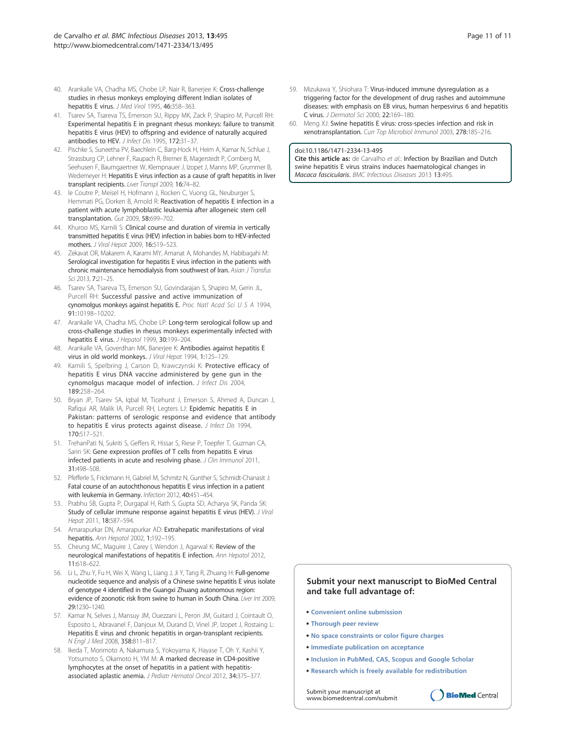40. Arankalle VA, Chadha MS, Chobe LP, Nair R, Banerjee K: Cross-challenge studies in rhesus monkeys employing different Indian isolates of hepatitis E virus. *J Med Virol* 1995, **46**:358–363.
41. Tsarev SA, Tsareva TS, Emerson SU, Rippy MK, Zack P, Shapiro M, Purcell RH: Experimental hepatitis E in pregnant rhesus monkeys: failure to transmit hepatitis E virus (HEV) to offspring and evidence of naturally acquired antibodies to HEV. *J Infect Dis* 1995, **172**:31–37.
42. Pischke S, Suneetha PV, Baechlein C, Barg-Hock H, Heim A, Kamar N, Schlue J, Strassburg CP, Lehner F, Raupach R, Bremer B, Magerstedt P, Cornberg M, Seehusen F, Baumgaertner W, Klempnauer J, Izopet J, Manns MP, Grummer B, Wedemeyer H: Hepatitis E virus infection as a cause of graft hepatitis in liver transplant recipients. *Liver Transpl* 2009, **16**:74–82.
43. le Coutre P, Meisel H, Hofmann J, Rocken C, Vuong GL, Neuburger S, Hemmati PG, Dorken B, Arnold R: Reactivation of hepatitis E infection in a patient with acute lymphoblastic leukaemia after allogeneic stem cell transplantation. *Gut* 2009, **58**:699–702.
44. Khuroo MS, Kamili S: Clinical course and duration of viremia in vertically transmitted hepatitis E virus (HEV) infection in babies born to HEV-infected mothers. *J Viral Hepat* 2009, **16**:519–523.
45. Zekavat OR, Makarem A, Karami MY, Amanat A, Mohandes M, Habibagahi M: Serological investigation for hepatitis E virus infection in the patients with chronic maintenance hemodialysis from southwest of Iran. *Asian J Transfus Sci* 2013, **7**:21–25.
46. Tsarev SA, Tsareva TS, Emerson SU, Govindarajan S, Shapiro M, Gerin JL, Purcell RH: Successful passive and active immunization of cynomolgus monkeys against hepatitis E. *Proc Natl Acad Sci U S A* 1994, **91**:10198–10202.
47. Arankalle VA, Chadha MS, Chobe LP: Long-term serological follow up and cross-challenge studies in rhesus monkeys experimentally infected with hepatitis E virus. *J Hepatol* 1999, **30**:199–204.
48. Arankalle VA, Goverdhan MK, Banerjee K: Antibodies against hepatitis E virus in old world monkeys. *J Viral Hepat* 1994, **1**:125–129.
49. Kamili S, Spelbring J, Carson D, Krawczynski K: Protective efficacy of hepatitis E virus DNA vaccine administered by gene gun in the cynomolgus macaque model of infection. *J Infect Dis* 2004, **189**:258–264.
50. Bryan JP, Tsarev SA, Iqbal M, Ticehurst J, Emerson S, Ahmed A, Duncan J, Rafiqui AR, Malik IA, Purcell RH, Legters LJ: Epidemic hepatitis E in Pakistan: patterns of serologic response and evidence that antibody to hepatitis E virus protects against disease. *J Infect Dis* 1994, **170**:517–521.
51. TrehanPati N, Sukriti S, Geffers R, Hissar S, Riese P, Toepfer T, Guzman CA, Sarin SK: Gene expression profiles of T cells from hepatitis E virus infected patients in acute and resolving phase. *J Clin Immunol* 2011, **31**:498–508.
52. Pfefferle S, Frickmann H, Gabriel M, Schmitz N, Gunther S, Schmidt-Chanasit J: Fatal course of an autochthonous hepatitis E virus infection in a patient with leukemia in Germany. *Infection* 2012, **40**:451–454.
53. Prabhu SB, Gupta P, Durgapal H, Rath S, Gupta SD, Acharya SK, Panda SK: Study of cellular immune response against hepatitis E virus (HEV). *J Viral Hepat* 2011, **18**:587–594.
54. Amarapurkar DN, Amarapurkar AD: Extrahepatic manifestations of viral hepatitis. *Ann Hepatol* 2002, **1**:192–195.
55. Cheung MC, Maguire J, Carey I, Wendon J, Agarwal K: Review of the neurological manifestations of hepatitis E infection. *Ann Hepatol* 2012, **11**:618–622.
56. Li L, Zhu Y, Fu H, Wei X, Wang L, Liang J, Ji Y, Tang R, Zhuang H: Full-genome nucleotide sequence and analysis of a Chinese swine hepatitis E virus isolate of genotype 4 identified in the Guangxi Zhuang autonomous region: evidence of zoonotic risk from swine to human in South China. *Liver Int* 2009, **29**:1230–1240.
57. Kamar N, Selves J, Mansuy JM, Ouezzani L, Peron JM, Guitard J, Cointault O, Esposito L, Abravanel F, Danjoux M, Durand D, Vinel JP, Izopet J, Rostaing L: Hepatitis E virus and chronic hepatitis in organ-transplant recipients. *N Engl J Med* 2008, **358**:811–817.
58. Ikeda T, Morimoto A, Nakamura S, Yokoyama K, Hayase T, Oh Y, Kashii Y, Yotsumoto S, Okamoto H, YM M: A marked decrease in CD4-positive lymphocytes at the onset of hepatitis in a patient with hepatitis-associated aplastic anemia. *J Pediatr Hematol Oncol* 2012, **34**:375–377.
59. Mizukawa Y, Shiohara T: Virus-induced immune dysregulation as a triggering factor for the development of drug rashes and autoimmune diseases: with emphasis on EB virus, human herpesvirus 6 and hepatitis C virus. *J Dermatol Sci* 2000, **22**:169–180.
60. Meng XJ: Swine hepatitis E virus: cross-species infection and risk in xenotransplantation. *Curr Top Microbiol Immunol* 2003, **278**:185–216.

doi:10.1186/1471-2334-13-495
**Cite this article as:** de Carvalho *et al.*: Infection by Brazilian and Dutch swine hepatitis E virus strains induces haematological changes in *Macaca fascicularis*. *BMC Infectious Diseases* 2013 **13**:495.

**Submit your next manuscript to BioMed Central and take full advantage of:**

- **Convenient online submission**
- **Thorough peer review**
- **No space constraints or color figure charges**
- **Immediate publication on acceptance**
- **Inclusion in PubMed, CAS, Scopus and Google Scholar**
- **Research which is freely available for redistribution**

Submit your manuscript at
www.biomedcentral.com/submit

BioMed Central